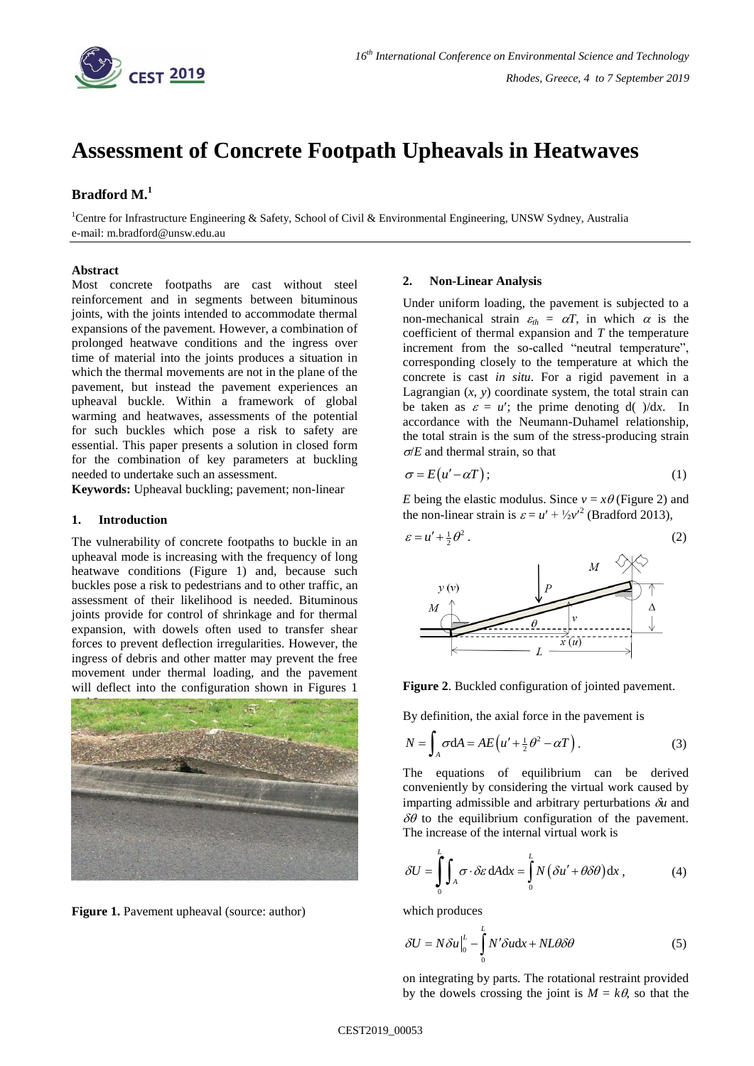# Assessment of Concrete Footpath Upheavals in Heatwaves

**Bradford M.**[1]

[1]Centre for Infrastructure Engineering & Safety, School of Civil & Environmental Engineering, UNSW Sydney, Australia
e-mail: m.bradford@unsw.edu.au

**Abstract**

Most concrete footpaths are cast without steel reinforcement and in segments between bituminous joints, with the joints intended to accommodate thermal expansions of the pavement. However, a combination of prolonged heatwave conditions and the ingress over time of material into the joints produces a situation in which the thermal movements are not in the plane of the pavement, but instead the pavement experiences an upheaval buckle. Within a framework of global warming and heatwaves, assessments of the potential for such buckles which pose a risk to safety are essential. This paper presents a solution in closed form for the combination of key parameters at buckling needed to undertake such an assessment.

**Keywords:** Upheaval buckling; pavement; non-linear

## 1. Introduction

The vulnerability of concrete footpaths to buckle in an upheaval mode is increasing with the frequency of long heatwave conditions (Figure 1) and, because such buckles pose a risk to pedestrians and to other traffic, an assessment of their likelihood is needed. Bituminous joints provide for control of shrinkage and for thermal expansion, with dowels often used to transfer shear forces to prevent deflection irregularities. However, the ingress of debris and other matter may prevent the free movement under thermal loading, and the pavement will deflect into the configuration shown in Figures 1

**Figure 1.** Pavement upheaval (source: author)

## 2. Non-Linear Analysis

Under uniform loading, the pavement is subjected to a non-mechanical strain $\varepsilon_{th} = \alpha T$, in which $\alpha$ is the coefficient of thermal expansion and $T$ the temperature increment from the so-called "neutral temperature", corresponding closely to the temperature at which the concrete is cast *in situ*. For a rigid pavement in a Lagrangian $(x, y)$ coordinate system, the total strain can be taken as $\varepsilon = u'$; the prime denoting d( )/d$x$. In accordance with the Neumann-Duhamel relationship, the total strain is the sum of the stress-producing strain $\sigma/E$ and thermal strain, so that

$$\sigma = E\left(u' - \alpha T\right); \tag{1}$$

$E$ being the elastic modulus. Since $v = x\theta$ (Figure 2) and the non-linear strain is $\varepsilon = u' + \frac{1}{2}v'^2$ (Bradford 2013),

$$\varepsilon = u' + \tfrac{1}{2}\theta^2 . \tag{2}$$

**Figure 2**. Buckled configuration of jointed pavement.

By definition, the axial force in the pavement is

$$N = \int_A \sigma \mathrm{d}A = AE\left(u' + \tfrac{1}{2}\theta^2 - \alpha T\right). \tag{3}$$

The equations of equilibrium can be derived conveniently by considering the virtual work caused by imparting admissible and arbitrary perturbations $\delta u$ and $\delta\theta$ to the equilibrium configuration of the pavement. The increase of the internal virtual work is

$$\delta U = \int_0^L \int_A \sigma \cdot \delta\varepsilon \, \mathrm{d}A\mathrm{d}x = \int_0^L N\left(\delta u' + \theta\delta\theta\right)\mathrm{d}x , \tag{4}$$

which produces

$$\delta U = N\delta u\big|_0^L - \int_0^L N'\delta u \mathrm{d}x + NL\theta\delta\theta \tag{5}$$

on integrating by parts. The rotational restraint provided by the dowels crossing the joint is $M = k\theta$, so that the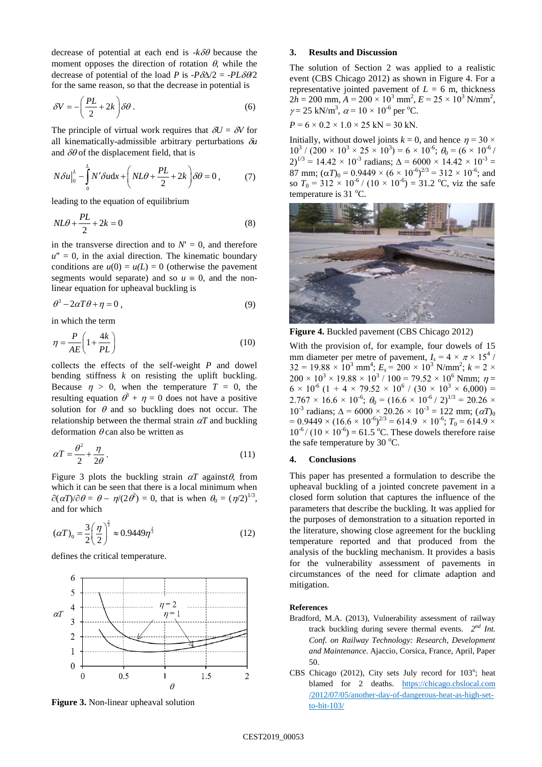decrease of potential at each end is $-k\delta\theta$ because the moment opposes the direction of rotation $\theta$, while the decrease of potential of the load $P$ is $-P\delta\Delta/2 = -PL\delta\theta/2$ for the same reason, so that the decrease in potential is

$$\delta V = -\left(\frac{PL}{2} + 2k\right)\delta\theta \,. \tag{6}$$

The principle of virtual work requires that $\delta U = \delta V$ for all kinematically-admissible arbitrary perturbations $\delta u$ and $\delta\theta$ of the displacement field, that is

$$N\delta u\Big|_0^L - \int_0^L N'\delta u \mathrm{d}x + \left(NL\theta + \frac{PL}{2} + 2k\right)\delta\theta = 0 \,, \tag{7}$$

leading to the equation of equilibrium

$$NL\theta + \frac{PL}{2} + 2k = 0 \tag{8}$$

in the transverse direction and to $N' = 0$, and therefore $u'' = 0$, in the axial direction. The kinematic boundary conditions are $u(0) = u(L) = 0$ (otherwise the pavement segments would separate) and so $u \equiv 0$, and the non-linear equation for upheaval buckling is

$$\theta^3 - 2\alpha T\theta + \eta = 0 \,, \tag{9}$$

in which the term

$$\eta = \frac{P}{AE}\left(1 + \frac{4k}{PL}\right) \tag{10}$$

collects the effects of the self-weight $P$ and dowel bending stiffness $k$ on resisting the uplift buckling. Because $\eta > 0$, when the temperature $T = 0$, the resulting equation $\theta^3 + \eta = 0$ does not have a positive solution for $\theta$ and so buckling does not occur. The relationship between the thermal strain $\alpha T$ and buckling deformation $\theta$ can also be written as

$$\alpha T = \frac{\theta^2}{2} + \frac{\eta}{2\theta} \,. \tag{11}$$

Figure 3 plots the buckling strain $\alpha T$ against $\theta$, from which it can be seen that there is a local minimum when $\partial(\alpha T)/\partial\theta = \theta - \eta/(2\theta^2) = 0$, that is when $\theta_0 = (\eta/2)^{1/3}$, and for which

$$(\alpha T)_0 = \frac{3}{2}\left(\frac{\eta}{2}\right)^{\frac{2}{3}} \approx 0.9449\eta^{\frac{2}{3}} \tag{12}$$

defines the critical temperature.

6
5
4
3
2
1
0
$\alpha T$
0
0.5
1
1.5
2
$\theta$
$\eta = 2$
$\eta = 1$

**Figure 3.** Non-linear upheaval solution

## 3. Results and Discussion

The solution of Section 2 was applied to a realistic event (CBS Chicago 2012) as shown in Figure 4. For a representative jointed pavement of $L$ = 6 m, thickness $2h$ = 200 mm, $A = 200 \times 10^3$ mm$^2$, $E = 25 \times 10^3$ N/mm$^2$, $\gamma$ = 25 kN/m$^3$, $\alpha = 10 \times 10^{-6}$ per °C.

$P = 6 \times 0.2 \times 1.0 \times 25$ kN = 30 kN.

Initially, without dowel joints $k = 0$, and hence $\eta = 30 \times 10^3 / (200 \times 10^3 \times 25 \times 10^3) = 6 \times 10^{-6}$; $\theta_0 = (6 \times 10^{-6} / 2)^{1/3} = 14.42 \times 10^{-3}$ radians; $\Delta = 6000 \times 14.42 \times 10^{-3}$ = 87 mm; $(\alpha T)_0 = 0.9449 \times (6 \times 10^{-6})^{2/3} = 312 \times 10^{-6}$; and so $T_0 = 312 \times 10^{-6} / (10 \times 10^{-6}) = 31.2$ °C, viz the safe temperature is 31 °C.

**Figure 4.** Buckled pavement (CBS Chicago 2012)

With the provision of, for example, four dowels of 15 mm diameter per metre of pavement, $I_s = 4 \times \pi \times 15^4 / 32 = 19.88 \times 10^3$ mm$^4$; $E_s = 200 \times 10^3$ N/mm$^2$; $k = 2 \times 200 \times 10^3 \times 19.88 \times 10^3 / 100 = 79.52 \times 10^6$ Nmm; $\eta = 6 \times 10^{-6}(1 + 4 \times 79.52 \times 10^6 / (30 \times 10^3 \times 6{,}000) = 2.767 \times 16.6 \times 10^{-6}$; $\theta_0 = (16.6 \times 10^{-6} / 2)^{1/3} = 20.26 \times 10^{-3}$ radians; $\Delta = 6000 \times 20.26 \times 10^{-3}$ = 122 mm; $(\alpha T)_0 = 0.9449 \times (16.6 \times 10^{-6})^{2/3} = 614.9 \times 10^{-6}$; $T_0 = 614.9 \times 10^{-6} / (10 \times 10^{-6}) = 61.5$ °C. These dowels therefore raise the safe temperature by 30 °C.

## 4. Conclusions

This paper has presented a formulation to describe the upheaval buckling of a jointed concrete pavement in a closed form solution that captures the influence of the parameters that describe the buckling. It was applied for the purposes of demonstration to a situation reported in the literature, showing close agreement for the buckling temperature reported and that produced from the analysis of the buckling mechanism. It provides a basis for the vulnerability assessment of pavements in circumstances of the need for climate adaption and mitigation.

### References

Bradford, M.A. (2013), Vulnerability assessment of railway track buckling during severe thermal events. *2nd Int. Conf. on Railway Technology: Research, Development and Maintenance*. Ajaccio, Corsica, France, April, Paper 50.

CBS Chicago (2012), City sets July record for 103°; heat blamed for 2 deaths. https://chicago.cbslocal.com/2012/07/05/another-day-of-dangerous-heat-as-high-set-to-hit-103/